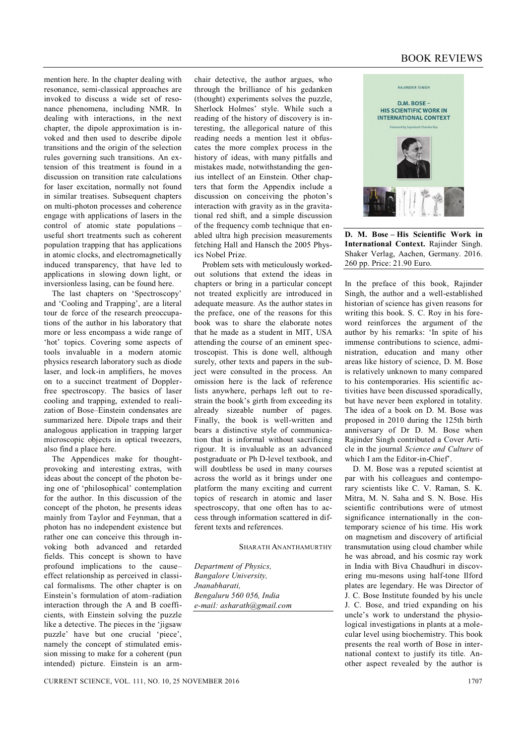mention here. In the chapter dealing with resonance, semi-classical approaches are invoked to discuss a wide set of resonance phenomena, including NMR. In dealing with interactions, in the next chapter, the dipole approximation is invoked and then used to describe dipole transitions and the origin of the selection rules governing such transitions. An extension of this treatment is found in a discussion on transition rate calculations for laser excitation, normally not found in similar treatises. Subsequent chapters on multi-photon processes and coherence engage with applications of lasers in the control of atomic state populations – useful short treatments such as coherent population trapping that has applications in atomic clocks, and electromagnetically induced transparency, that have led to applications in slowing down light, or inversionless lasing, can be found here.

The last chapters on 'Spectroscopy' and 'Cooling and Trapping', are a literal tour de force of the research preoccupations of the author in his laboratory that more or less encompass a wide range of 'hot' topics. Covering some aspects of tools invaluable in a modern atomic physics research laboratory such as diode laser, and lock-in amplifiers, he moves on to a succinct treatment of Doppler-free spectroscopy. The basics of laser cooling and trapping, extended to realization of Bose–Einstein condensates are summarized here. Dipole traps and their analogous application in trapping larger microscopic objects in optical tweezers, also find a place here.

The Appendices make for thought-provoking and interesting extras, with ideas about the concept of the photon being one of 'philosophical' contemplation for the author. In this discussion of the concept of the photon, he presents ideas mainly from Taylor and Feynman, that a photon has no independent existence but rather one can conceive this through invoking both advanced and retarded fields. This concept is shown to have profound implications to the cause–effect relationship as perceived in classical formalisms. The other chapter is on Einstein's formulation of atom–radiation interaction through the A and B coefficients, with Einstein solving the puzzle like a detective. The pieces in the 'jigsaw puzzle' have but one crucial 'piece', namely the concept of stimulated emission missing to make for a coherent (pun intended) picture. Einstein is an arm-chair detective, the author argues, who through the brilliance of his gedanken (thought) experiments solves the puzzle, Sherlock Holmes' style. While such a reading of the history of discovery is interesting, the allegorical nature of this reading needs a mention lest it obfuscates the more complex process in the history of ideas, with many pitfalls and mistakes made, notwithstanding the genius intellect of an Einstein. Other chapters that form the Appendix include a discussion on conceiving the photon's interaction with gravity as in the gravitational red shift, and a simple discussion of the frequency comb technique that enabled ultra high precision measurements fetching Hall and Hansch the 2005 Physics Nobel Prize.

Problem sets with meticulously worked-out solutions that extend the ideas in chapters or bring in a particular concept not treated explicitly are introduced in adequate measure. As the author states in the preface, one of the reasons for this book was to share the elaborate notes that he made as a student in MIT, USA attending the course of an eminent spectroscopist. This is done well, although surely, other texts and papers in the subject were consulted in the process. An omission here is the lack of reference lists anywhere, perhaps left out to restrain the book's girth from exceeding its already sizeable number of pages. Finally, the book is well-written and bears a distinctive style of communication that is informal without sacrificing rigour. It is invaluable as an advanced postgraduate or Ph D-level textbook, and will doubtless be used in many courses across the world as it brings under one platform the many exciting and current topics of research in atomic and laser spectroscopy, that one often has to access through information scattered in different texts and references.

SHARATH ANANTHAMURTHY

*Department of Physics,*
*Bangalore University,*
*Jnanabharati,*
*Bengaluru 560 056, India*
*e-mail: asharath@gmail.com*

---

**D. M. Bose – His Scientific Work in International Context.** Rajinder Singh. Shaker Verlag, Aachen, Germany. 2016. 260 pp. Price: 21.90 Euro.

In the preface of this book, Rajinder Singh, the author and a well-established historian of science has given reasons for writing this book. S. C. Roy in his foreword reinforces the argument of the author by his remarks: 'In spite of his immense contributions to science, administration, education and many other areas like history of science, D. M. Bose is relatively unknown to many compared to his contemporaries. His scientific activities have been discussed sporadically, but have never been explored in totality. The idea of a book on D. M. Bose was proposed in 2010 during the 125th birth anniversary of Dr D. M. Bose when Rajinder Singh contributed a Cover Article in the journal *Science and Culture* of which I am the Editor-in-Chief'.

D. M. Bose was a reputed scientist at par with his colleagues and contemporary scientists like C. V. Raman, S. K. Mitra, M. N. Saha and S. N. Bose. His scientific contributions were of utmost significance internationally in the contemporary science of his time. His work on magnetism and discovery of artificial transmutation using cloud chamber while he was abroad, and his cosmic ray work in India with Biva Chaudhuri in discovering mu-mesons using half-tone Ilford plates are legendary. He was Director of J. C. Bose Institute founded by his uncle J. C. Bose, and tried expanding on his uncle's work to understand the physiological investigations in plants at a molecular level using biochemistry. This book presents the real worth of Bose in international context to justify its title. Another aspect revealed by the author is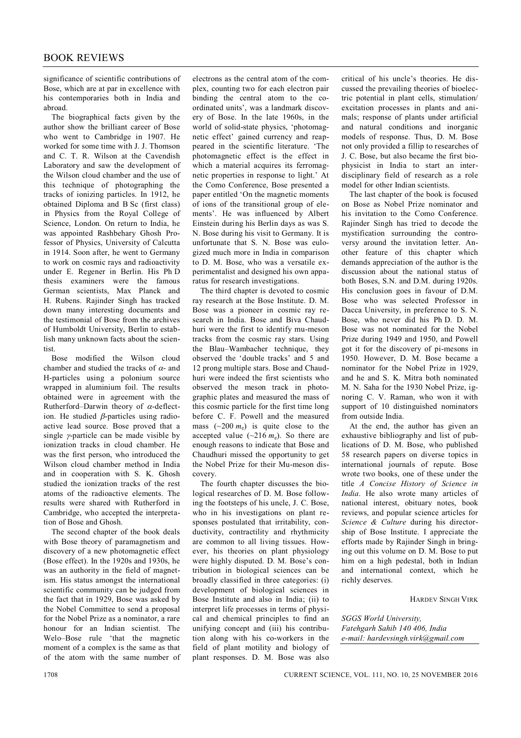significance of scientific contributions of Bose, which are at par in excellence with his contemporaries both in India and abroad.

The biographical facts given by the author show the brilliant career of Bose who went to Cambridge in 1907. He worked for some time with J. J. Thomson and C. T. R. Wilson at the Cavendish Laboratory and saw the development of the Wilson cloud chamber and the use of this technique of photographing the tracks of ionizing particles. In 1912, he obtained Diploma and B Sc (first class) in Physics from the Royal College of Science, London. On return to India, he was appointed Rashbehary Ghosh Professor of Physics, University of Calcutta in 1914. Soon after, he went to Germany to work on cosmic rays and radioactivity under E. Regener in Berlin. His Ph D thesis examiners were the famous German scientists, Max Planck and H. Rubens. Rajinder Singh has tracked down many interesting documents and the testimonial of Bose from the archives of Humboldt University, Berlin to establish many unknown facts about the scientist.

Bose modified the Wilson cloud chamber and studied the tracks of $\alpha$- and H-particles using a polonium source wrapped in aluminium foil. The results obtained were in agreement with the Rutherford–Darwin theory of $\alpha$-deflection. He studied $\beta$-particles using radioactive lead source. Bose proved that a single $\gamma$-particle can be made visible by ionization tracks in cloud chamber. He was the first person, who introduced the Wilson cloud chamber method in India and in cooperation with S. K. Ghosh studied the ionization tracks of the rest atoms of the radioactive elements. The results were shared with Rutherford in Cambridge, who accepted the interpretation of Bose and Ghosh.

The second chapter of the book deals with Bose theory of paramagnetism and discovery of a new photomagnetic effect (Bose effect). In the 1920s and 1930s, he was an authority in the field of magnetism. His status amongst the international scientific community can be judged from the fact that in 1929, Bose was asked by the Nobel Committee to send a proposal for the Nobel Prize as a nominator, a rare honour for an Indian scientist. The Welo–Bose rule 'that the magnetic moment of a complex is the same as that of the atom with the same number of electrons as the central atom of the complex, counting two for each electron pair binding the central atom to the coordinated units', was a landmark discovery of Bose. In the late 1960s, in the world of solid-state physics, 'photomagnetic effect' gained currency and reappeared in the scientific literature. 'The photomagnetic effect is the effect in which a material acquires its ferromagnetic properties in response to light.' At the Como Conference, Bose presented a paper entitled 'On the magnetic moments of ions of the transitional group of elements'. He was influenced by Albert Einstein during his Berlin days as was S. N. Bose during his visit to Germany. It is unfortunate that S. N. Bose was eulogized much more in India in comparison to D. M. Bose, who was a versatile experimentalist and designed his own apparatus for research investigations.

The third chapter is devoted to cosmic ray research at the Bose Institute. D. M. Bose was a pioneer in cosmic ray research in India. Bose and Biva Chaudhuri were the first to identify mu-meson tracks from the cosmic ray stars. Using the Blau–Wambacher technique, they observed the 'double tracks' and 5 and 12 prong multiple stars. Bose and Chaudhuri were indeed the first scientists who observed the meson track in photographic plates and measured the mass of this cosmic particle for the first time long before C. F. Powell and the measured mass ($\sim$200 $m_e$) is quite close to the accepted value ($\sim$216 $m_e$). So there are enough reasons to indicate that Bose and Chaudhuri missed the opportunity to get the Nobel Prize for their Mu-meson discovery.

The fourth chapter discusses the biological researches of D. M. Bose following the footsteps of his uncle, J. C. Bose, who in his investigations on plant responses postulated that irritability, conductivity, contractility and rhythmicity are common to all living tissues. However, his theories on plant physiology were highly disputed. D. M. Bose's contribution in biological sciences can be broadly classified in three categories: (i) development of biological sciences in Bose Institute and also in India; (ii) to interpret life processes in terms of physical and chemical principles to find an unifying concept and (iii) his contribution along with his co-workers in the field of plant motility and biology of plant responses. D. M. Bose was also critical of his uncle's theories. He discussed the prevailing theories of bioelectric potential in plant cells, stimulation/excitation processes in plants and animals; response of plants under artificial and natural conditions and inorganic models of response. Thus, D. M. Bose not only provided a fillip to researches of J. C. Bose, but also became the first biophysicist in India to start an interdisciplinary field of research as a role model for other Indian scientists.

The last chapter of the book is focused on Bose as Nobel Prize nominator and his invitation to the Como Conference. Rajinder Singh has tried to decode the mystification surrounding the controversy around the invitation letter. Another feature of this chapter which demands appreciation of the author is the discussion about the national status of both Boses, S.N. and D.M. during 1920s. His conclusion goes in favour of D.M. Bose who was selected Professor in Dacca University, in preference to S. N. Bose, who never did his Ph D. D. M. Bose was not nominated for the Nobel Prize during 1949 and 1950, and Powell got it for the discovery of pi-mesons in 1950. However, D. M. Bose became a nominator for the Nobel Prize in 1929, and he and S. K. Mitra both nominated M. N. Saha for the 1930 Nobel Prize, ignoring C. V. Raman, who won it with support of 10 distinguished nominators from outside India.

At the end, the author has given an exhaustive bibliography and list of publications of D. M. Bose, who published 58 research papers on diverse topics in international journals of repute. Bose wrote two books, one of these under the title *A Concise History of Science in India*. He also wrote many articles of national interest, obituary notes, book reviews, and popular science articles for *Science & Culture* during his directorship of Bose Institute. I appreciate the efforts made by Rajinder Singh in bringing out this volume on D. M. Bose to put him on a high pedestal, both in Indian and international context, which he richly deserves.

HARDEV SINGH VIRK

*SGGS World University,*
*Fatehgarh Sahib 140 406, India*
*e-mail: hardevsingh.virk@gmail.com*